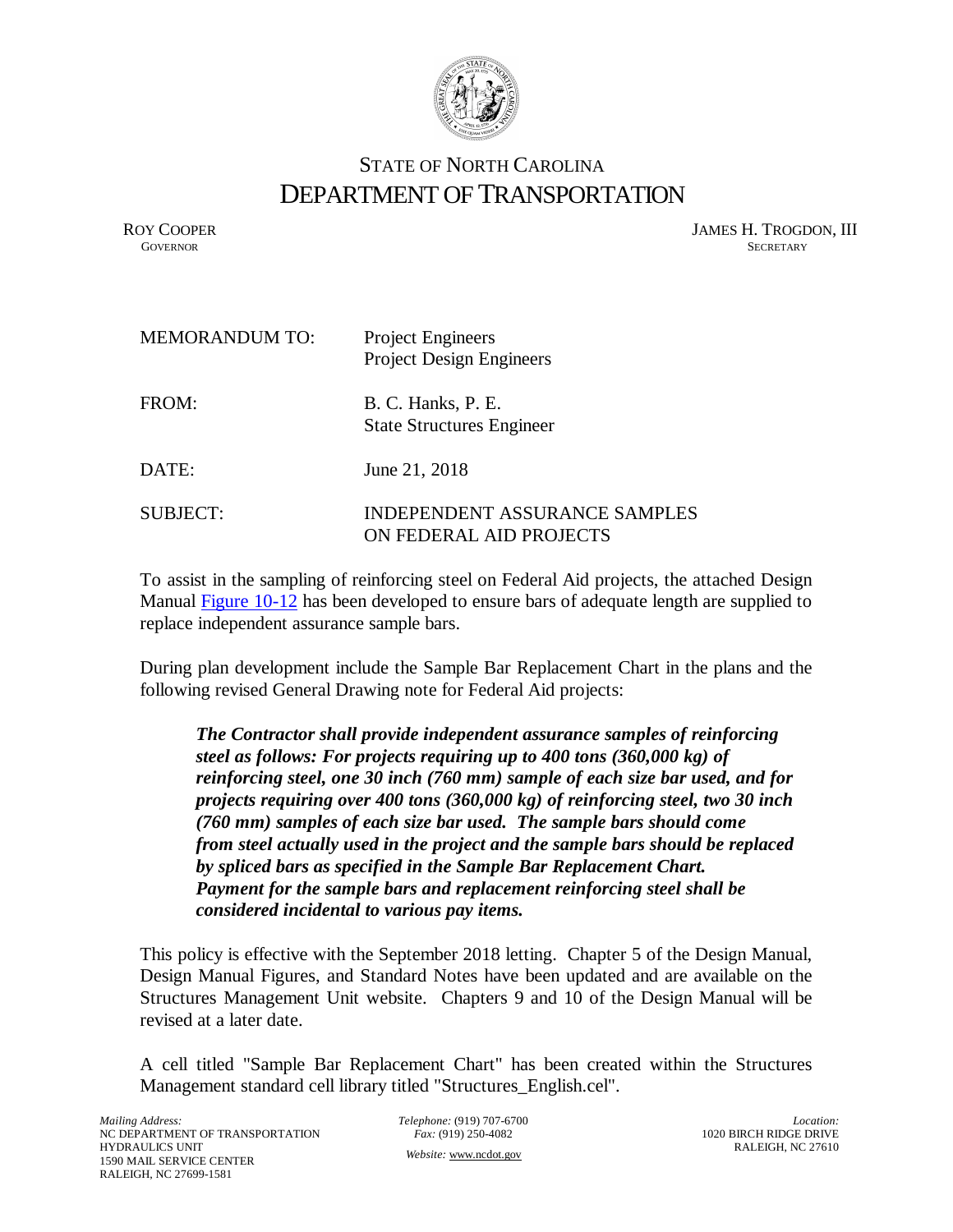# STATE OF NORTH CAROLINA
# DEPARTMENT OF TRANSPORTATION

ROY COOPER
GOVERNOR

JAMES H. TROGDON, III
SECRETARY

| | |
|---|---|
| MEMORANDUM TO: | Project Engineers<br>Project Design Engineers |
| FROM: | B. C. Hanks, P. E.<br>State Structures Engineer |
| DATE: | June 21, 2018 |
| SUBJECT: | INDEPENDENT ASSURANCE SAMPLES ON FEDERAL AID PROJECTS |

To assist in the sampling of reinforcing steel on Federal Aid projects, the attached Design Manual Figure 10-12 has been developed to ensure bars of adequate length are supplied to replace independent assurance sample bars.

During plan development include the Sample Bar Replacement Chart in the plans and the following revised General Drawing note for Federal Aid projects:

> ***The Contractor shall provide independent assurance samples of reinforcing steel as follows: For projects requiring up to 400 tons (360,000 kg) of reinforcing steel, one 30 inch (760 mm) sample of each size bar used, and for projects requiring over 400 tons (360,000 kg) of reinforcing steel, two 30 inch (760 mm) samples of each size bar used. The sample bars should come from steel actually used in the project and the sample bars should be replaced by spliced bars as specified in the Sample Bar Replacement Chart. Payment for the sample bars and replacement reinforcing steel shall be considered incidental to various pay items.***

This policy is effective with the September 2018 letting. Chapter 5 of the Design Manual, Design Manual Figures, and Standard Notes have been updated and are available on the Structures Management Unit website. Chapters 9 and 10 of the Design Manual will be revised at a later date.

A cell titled "Sample Bar Replacement Chart" has been created within the Structures Management standard cell library titled "Structures_English.cel".

*Mailing Address:*
NC DEPARTMENT OF TRANSPORTATION
HYDRAULICS UNIT
1590 MAIL SERVICE CENTER
RALEIGH, NC 27699-1581

*Telephone:* (919) 707-6700
*Fax:* (919) 250-4082
*Website:* www.ncdot.gov

*Location:*
1020 BIRCH RIDGE DRIVE
RALEIGH, NC 27610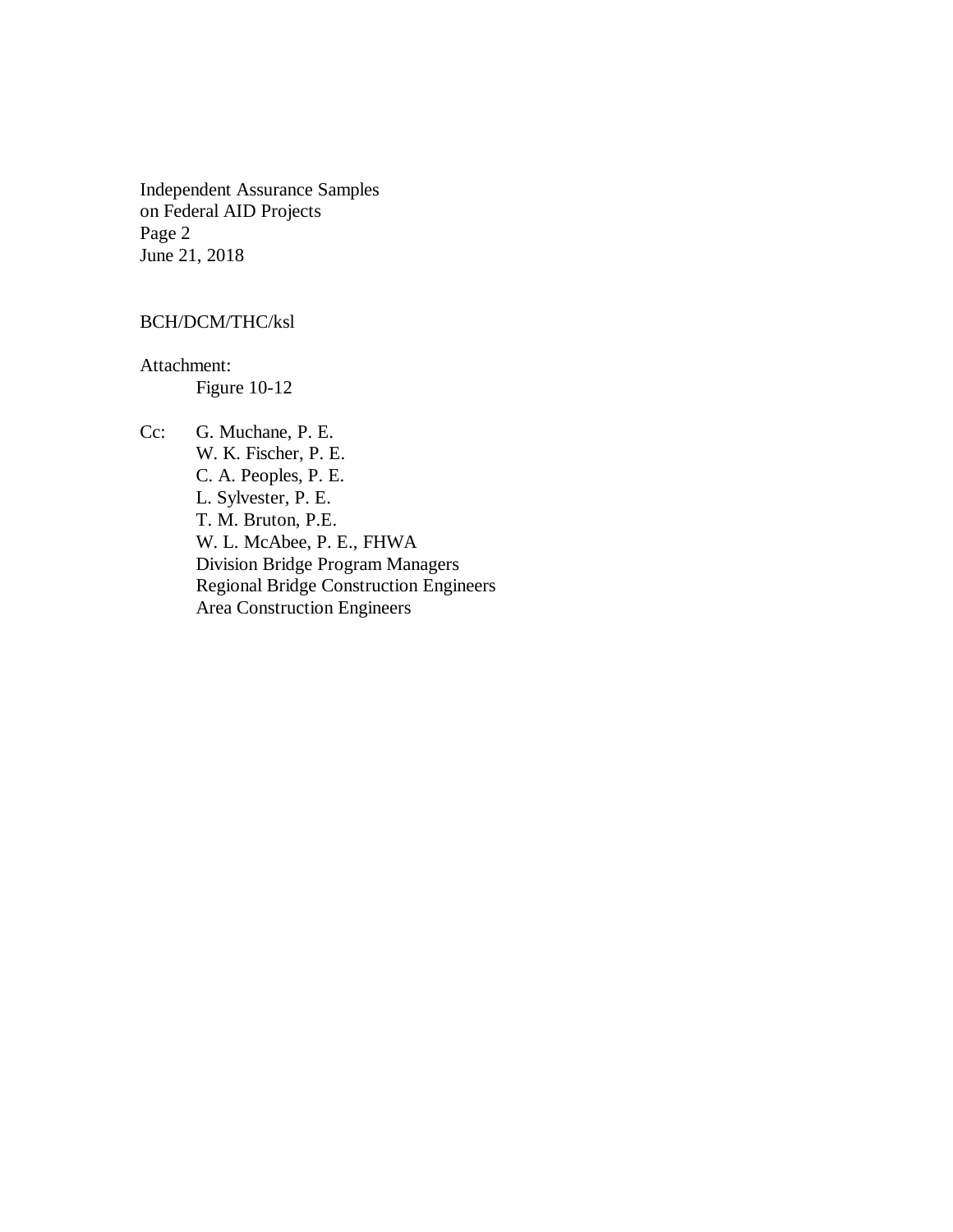BCH/DCM/THC/ksl

Attachment:
    Figure 10-12

Cc:
- G. Muchane, P. E.
- W. K. Fischer, P. E.
- C. A. Peoples, P. E.
- L. Sylvester, P. E.
- T. M. Bruton, P.E.
- W. L. McAbee, P. E., FHWA
- Division Bridge Program Managers
- Regional Bridge Construction Engineers
- Area Construction Engineers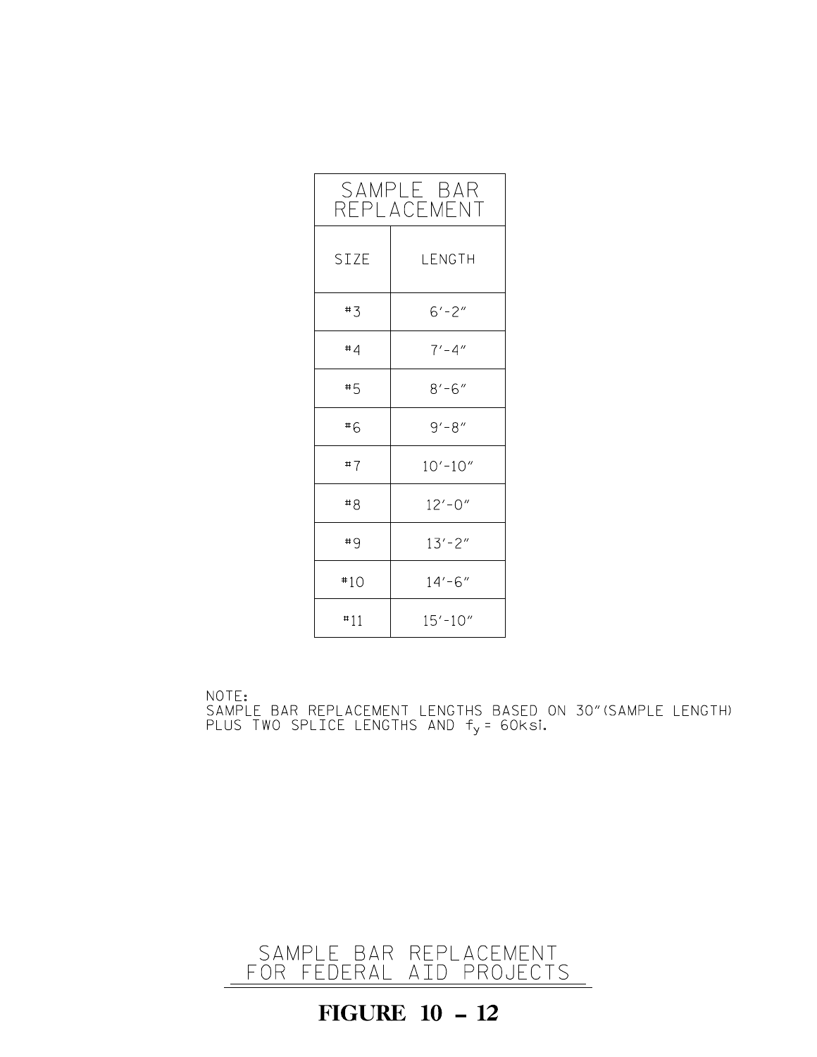| SAMPLE BAR REPLACEMENT | |
|---|---|
| SIZE | LENGTH |
| #3 | 6'-2" |
| #4 | 7'-4" |
| #5 | 8'-6" |
| #6 | 9'-8" |
| #7 | 10'-10" |
| #8 | 12'-0" |
| #9 | 13'-2" |
| #10 | 14'-6" |
| #11 | 15'-10" |

NOTE:
SAMPLE BAR REPLACEMENT LENGTHS BASED ON 30"(SAMPLE LENGTH) PLUS TWO SPLICE LENGTHS AND $f_y$ = 60ksi.

SAMPLE BAR REPLACEMENT
FOR FEDERAL AID PROJECTS

**FIGURE 10 – 12**